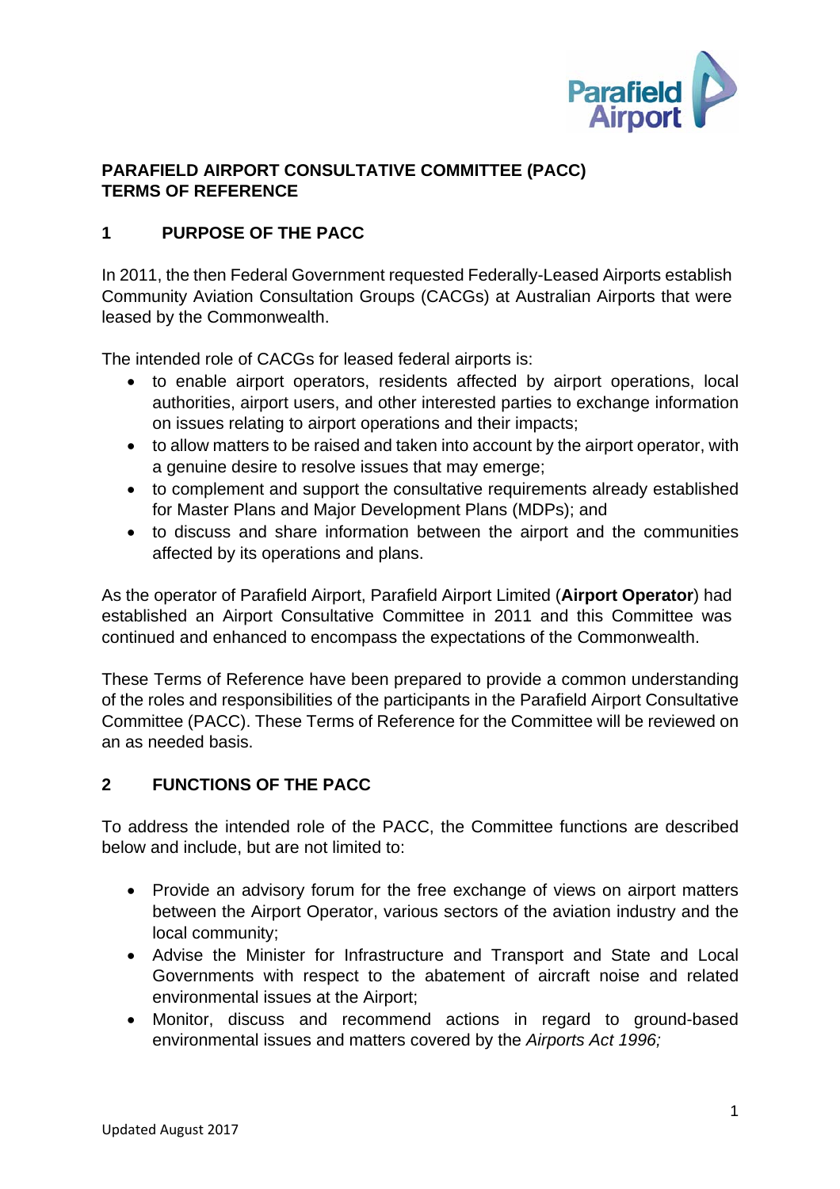# PARAFIELD AIRPORT CONSULTATIVE COMMITTEE (PACC)
# TERMS OF REFERENCE

## 1 PURPOSE OF THE PACC

In 2011, the then Federal Government requested Federally-Leased Airports establish Community Aviation Consultation Groups (CACGs) at Australian Airports that were leased by the Commonwealth.

The intended role of CACGs for leased federal airports is:

- to enable airport operators, residents affected by airport operations, local authorities, airport users, and other interested parties to exchange information on issues relating to airport operations and their impacts;
- to allow matters to be raised and taken into account by the airport operator, with a genuine desire to resolve issues that may emerge;
- to complement and support the consultative requirements already established for Master Plans and Major Development Plans (MDPs); and
- to discuss and share information between the airport and the communities affected by its operations and plans.

As the operator of Parafield Airport, Parafield Airport Limited (**Airport Operator**) had established an Airport Consultative Committee in 2011 and this Committee was continued and enhanced to encompass the expectations of the Commonwealth.

These Terms of Reference have been prepared to provide a common understanding of the roles and responsibilities of the participants in the Parafield Airport Consultative Committee (PACC). These Terms of Reference for the Committee will be reviewed on an as needed basis.

## 2 FUNCTIONS OF THE PACC

To address the intended role of the PACC, the Committee functions are described below and include, but are not limited to:

- Provide an advisory forum for the free exchange of views on airport matters between the Airport Operator, various sectors of the aviation industry and the local community;
- Advise the Minister for Infrastructure and Transport and State and Local Governments with respect to the abatement of aircraft noise and related environmental issues at the Airport;
- Monitor, discuss and recommend actions in regard to ground-based environmental issues and matters covered by the *Airports Act 1996;*

Updated August 2017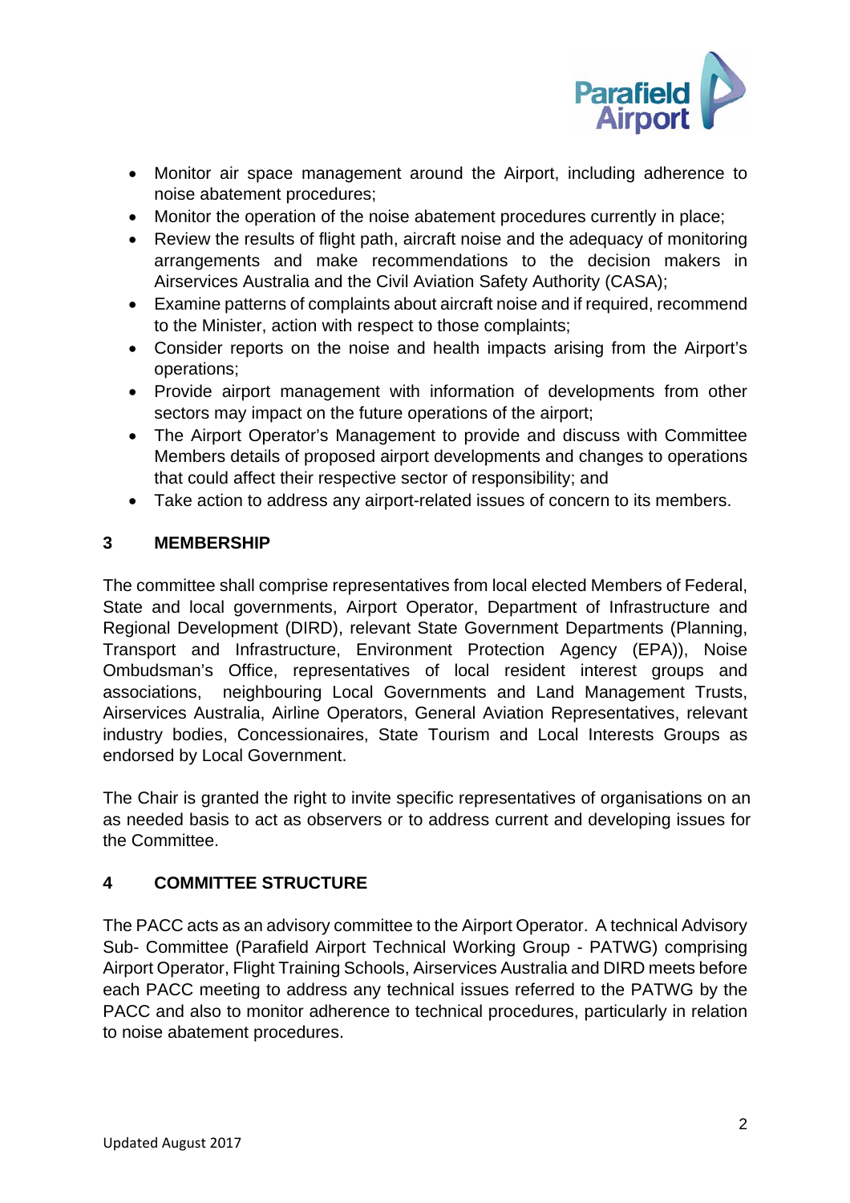- Monitor air space management around the Airport, including adherence to noise abatement procedures;
- Monitor the operation of the noise abatement procedures currently in place;
- Review the results of flight path, aircraft noise and the adequacy of monitoring arrangements and make recommendations to the decision makers in Airservices Australia and the Civil Aviation Safety Authority (CASA);
- Examine patterns of complaints about aircraft noise and if required, recommend to the Minister, action with respect to those complaints;
- Consider reports on the noise and health impacts arising from the Airport's operations;
- Provide airport management with information of developments from other sectors may impact on the future operations of the airport;
- The Airport Operator's Management to provide and discuss with Committee Members details of proposed airport developments and changes to operations that could affect their respective sector of responsibility; and
- Take action to address any airport-related issues of concern to its members.

## 3 MEMBERSHIP

The committee shall comprise representatives from local elected Members of Federal, State and local governments, Airport Operator, Department of Infrastructure and Regional Development (DIRD), relevant State Government Departments (Planning, Transport and Infrastructure, Environment Protection Agency (EPA)), Noise Ombudsman's Office, representatives of local resident interest groups and associations, neighbouring Local Governments and Land Management Trusts, Airservices Australia, Airline Operators, General Aviation Representatives, relevant industry bodies, Concessionaires, State Tourism and Local Interests Groups as endorsed by Local Government.

The Chair is granted the right to invite specific representatives of organisations on an as needed basis to act as observers or to address current and developing issues for the Committee.

## 4 COMMITTEE STRUCTURE

The PACC acts as an advisory committee to the Airport Operator. A technical Advisory Sub- Committee (Parafield Airport Technical Working Group - PATWG) comprising Airport Operator, Flight Training Schools, Airservices Australia and DIRD meets before each PACC meeting to address any technical issues referred to the PATWG by the PACC and also to monitor adherence to technical procedures, particularly in relation to noise abatement procedures.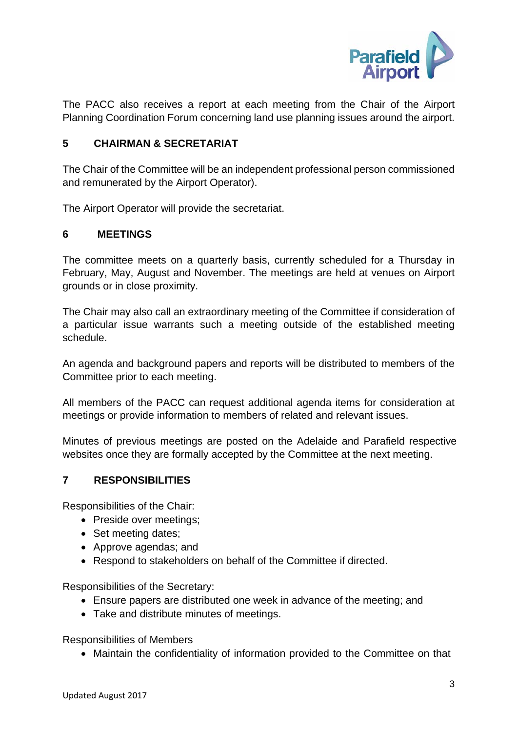The PACC also receives a report at each meeting from the Chair of the Airport Planning Coordination Forum concerning land use planning issues around the airport.

## 5 CHAIRMAN & SECRETARIAT

The Chair of the Committee will be an independent professional person commissioned and remunerated by the Airport Operator).

The Airport Operator will provide the secretariat.

## 6 MEETINGS

The committee meets on a quarterly basis, currently scheduled for a Thursday in February, May, August and November. The meetings are held at venues on Airport grounds or in close proximity.

The Chair may also call an extraordinary meeting of the Committee if consideration of a particular issue warrants such a meeting outside of the established meeting schedule.

An agenda and background papers and reports will be distributed to members of the Committee prior to each meeting.

All members of the PACC can request additional agenda items for consideration at meetings or provide information to members of related and relevant issues.

Minutes of previous meetings are posted on the Adelaide and Parafield respective websites once they are formally accepted by the Committee at the next meeting.

## 7 RESPONSIBILITIES

Responsibilities of the Chair:

- Preside over meetings;
- Set meeting dates;
- Approve agendas; and
- Respond to stakeholders on behalf of the Committee if directed.

Responsibilities of the Secretary:

- Ensure papers are distributed one week in advance of the meeting; and
- Take and distribute minutes of meetings.

Responsibilities of Members

- Maintain the confidentiality of information provided to the Committee on that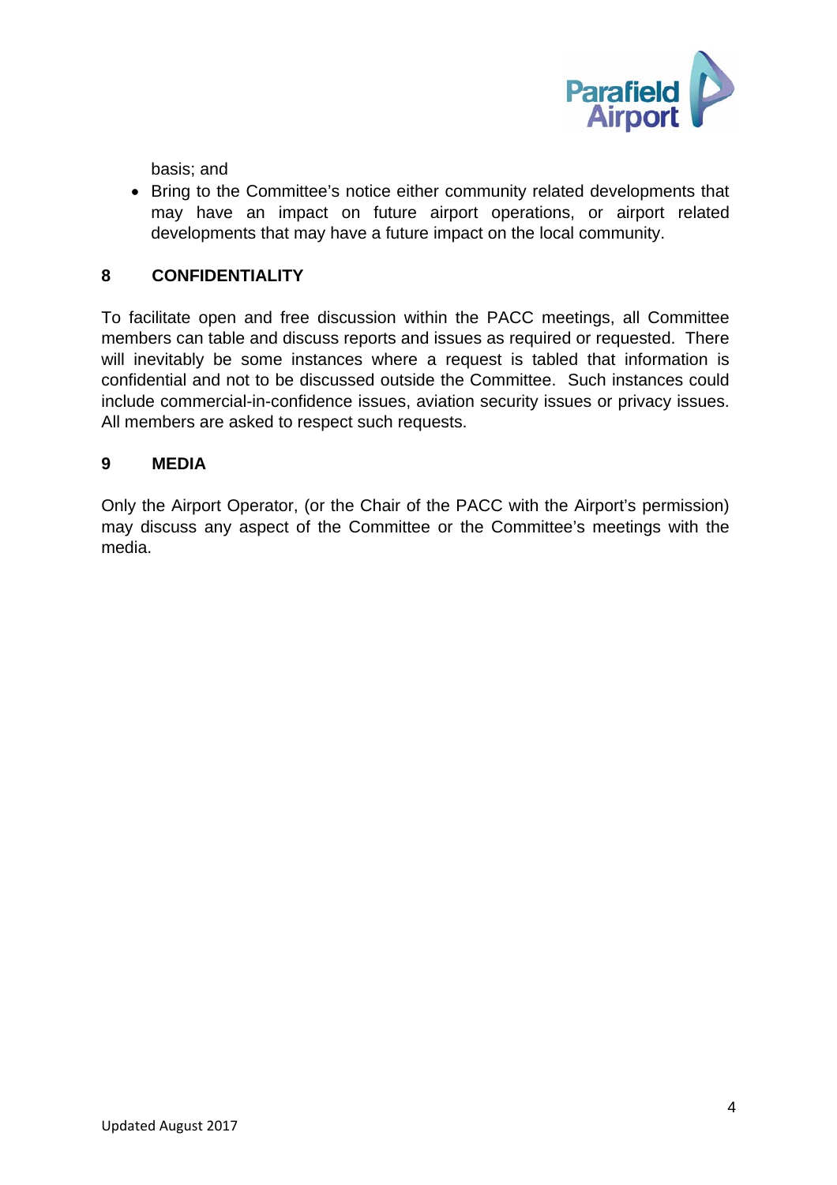basis; and

- Bring to the Committee's notice either community related developments that may have an impact on future airport operations, or airport related developments that may have a future impact on the local community.

## 8 CONFIDENTIALITY

To facilitate open and free discussion within the PACC meetings, all Committee members can table and discuss reports and issues as required or requested. There will inevitably be some instances where a request is tabled that information is confidential and not to be discussed outside the Committee. Such instances could include commercial-in-confidence issues, aviation security issues or privacy issues. All members are asked to respect such requests.

## 9 MEDIA

Only the Airport Operator, (or the Chair of the PACC with the Airport's permission) may discuss any aspect of the Committee or the Committee's meetings with the media.

Updated August 2017